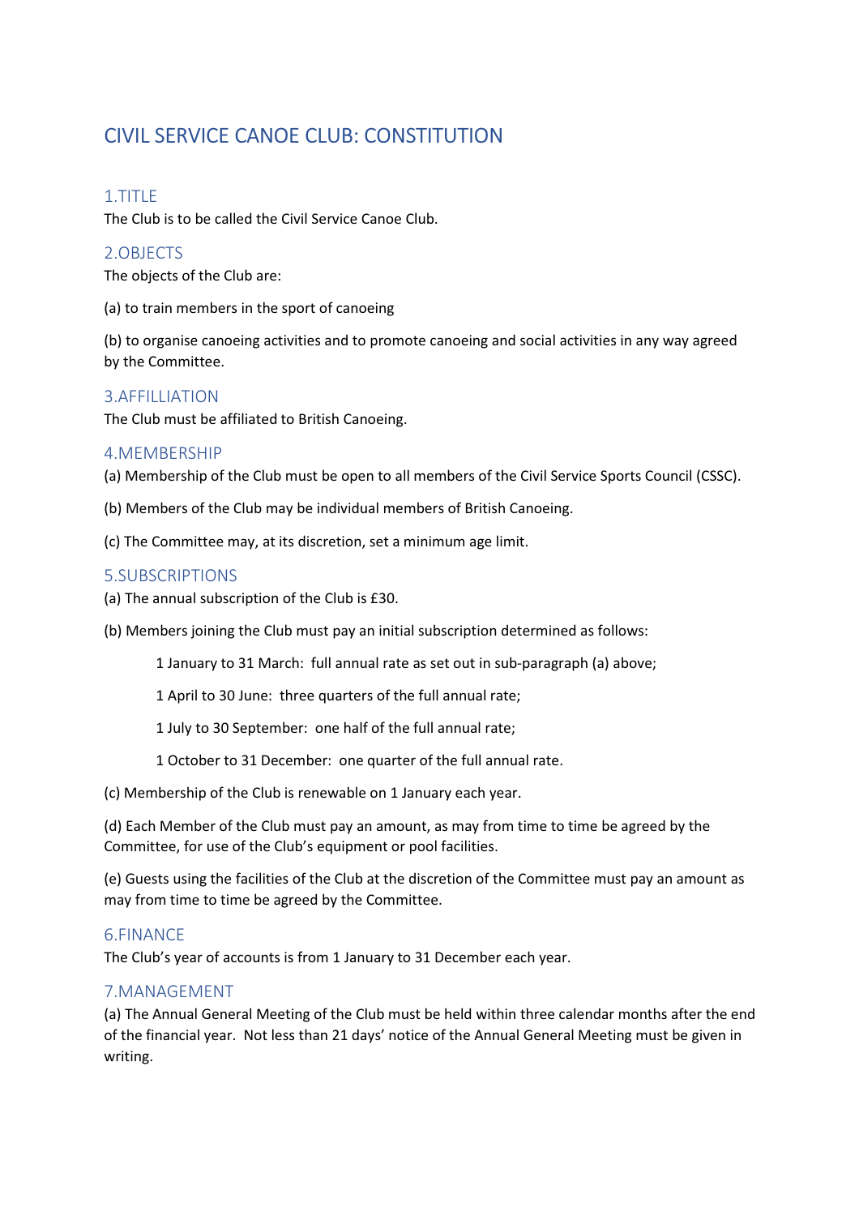# CIVIL SERVICE CANOE CLUB: CONSTITUTION

## 1.TITLE

The Club is to be called the Civil Service Canoe Club.

## 2.OBJECTS

The objects of the Club are:

(a) to train members in the sport of canoeing

(b) to organise canoeing activities and to promote canoeing and social activities in any way agreed by the Committee.

## 3.AFFILLIATION

The Club must be affiliated to British Canoeing.

## 4.MEMBERSHIP

(a) Membership of the Club must be open to all members of the Civil Service Sports Council (CSSC).

(b) Members of the Club may be individual members of British Canoeing.

(c) The Committee may, at its discretion, set a minimum age limit.

## 5.SUBSCRIPTIONS

(a) The annual subscription of the Club is £30.

(b) Members joining the Club must pay an initial subscription determined as follows:

> 1 January to 31 March: full annual rate as set out in sub-paragraph (a) above;
>
> 1 April to 30 June: three quarters of the full annual rate;
>
> 1 July to 30 September: one half of the full annual rate;
>
> 1 October to 31 December: one quarter of the full annual rate.

(c) Membership of the Club is renewable on 1 January each year.

(d) Each Member of the Club must pay an amount, as may from time to time be agreed by the Committee, for use of the Club's equipment or pool facilities.

(e) Guests using the facilities of the Club at the discretion of the Committee must pay an amount as may from time to time be agreed by the Committee.

## 6.FINANCE

The Club's year of accounts is from 1 January to 31 December each year.

## 7.MANAGEMENT

(a) The Annual General Meeting of the Club must be held within three calendar months after the end of the financial year. Not less than 21 days' notice of the Annual General Meeting must be given in writing.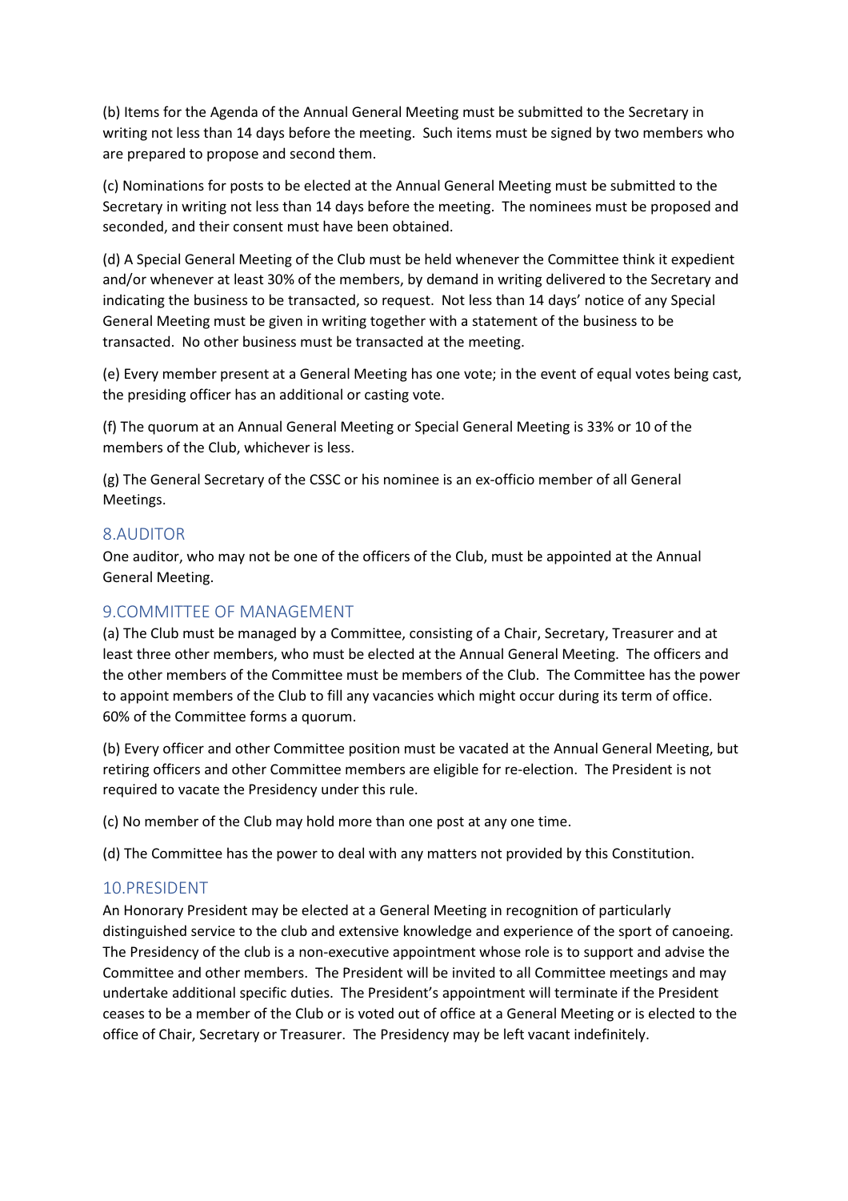(b) Items for the Agenda of the Annual General Meeting must be submitted to the Secretary in writing not less than 14 days before the meeting. Such items must be signed by two members who are prepared to propose and second them.

(c) Nominations for posts to be elected at the Annual General Meeting must be submitted to the Secretary in writing not less than 14 days before the meeting. The nominees must be proposed and seconded, and their consent must have been obtained.

(d) A Special General Meeting of the Club must be held whenever the Committee think it expedient and/or whenever at least 30% of the members, by demand in writing delivered to the Secretary and indicating the business to be transacted, so request. Not less than 14 days' notice of any Special General Meeting must be given in writing together with a statement of the business to be transacted. No other business must be transacted at the meeting.

(e) Every member present at a General Meeting has one vote; in the event of equal votes being cast, the presiding officer has an additional or casting vote.

(f) The quorum at an Annual General Meeting or Special General Meeting is 33% or 10 of the members of the Club, whichever is less.

(g) The General Secretary of the CSSC or his nominee is an ex-officio member of all General Meetings.

## 8.AUDITOR

One auditor, who may not be one of the officers of the Club, must be appointed at the Annual General Meeting.

## 9.COMMITTEE OF MANAGEMENT

(a) The Club must be managed by a Committee, consisting of a Chair, Secretary, Treasurer and at least three other members, who must be elected at the Annual General Meeting. The officers and the other members of the Committee must be members of the Club. The Committee has the power to appoint members of the Club to fill any vacancies which might occur during its term of office. 60% of the Committee forms a quorum.

(b) Every officer and other Committee position must be vacated at the Annual General Meeting, but retiring officers and other Committee members are eligible for re-election. The President is not required to vacate the Presidency under this rule.

(c) No member of the Club may hold more than one post at any one time.

(d) The Committee has the power to deal with any matters not provided by this Constitution.

## 10.PRESIDENT

An Honorary President may be elected at a General Meeting in recognition of particularly distinguished service to the club and extensive knowledge and experience of the sport of canoeing. The Presidency of the club is a non-executive appointment whose role is to support and advise the Committee and other members. The President will be invited to all Committee meetings and may undertake additional specific duties. The President's appointment will terminate if the President ceases to be a member of the Club or is voted out of office at a General Meeting or is elected to the office of Chair, Secretary or Treasurer. The Presidency may be left vacant indefinitely.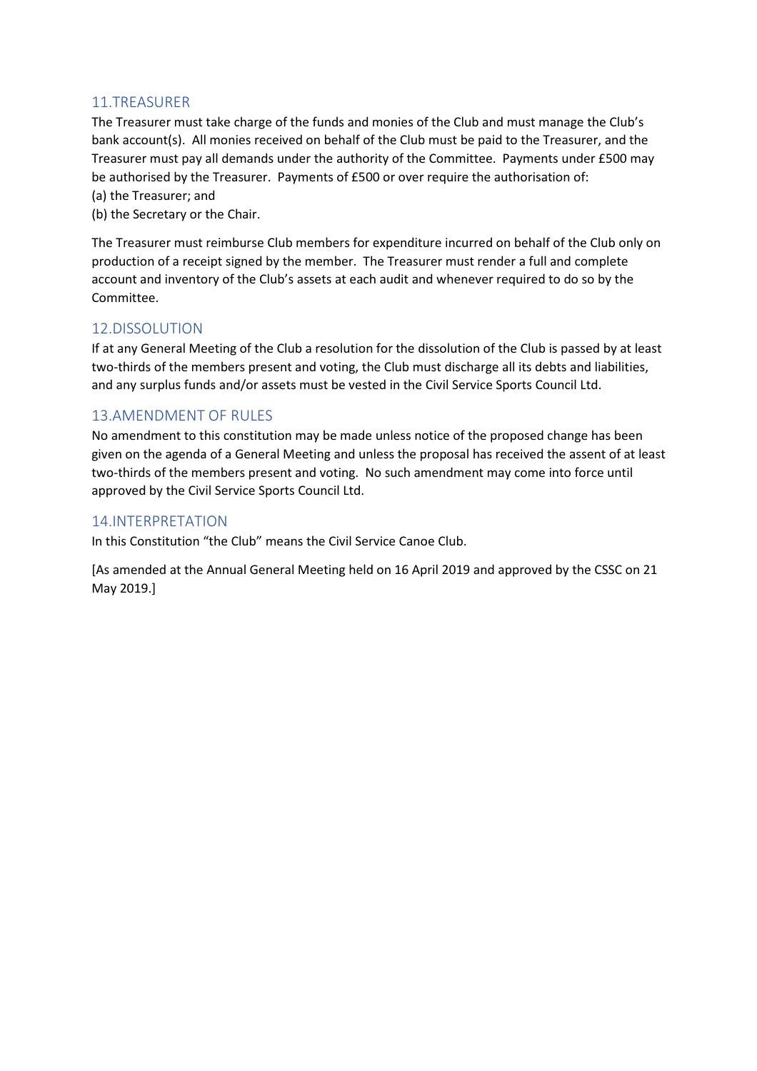## 11.TREASURER

The Treasurer must take charge of the funds and monies of the Club and must manage the Club's bank account(s). All monies received on behalf of the Club must be paid to the Treasurer, and the Treasurer must pay all demands under the authority of the Committee. Payments under £500 may be authorised by the Treasurer. Payments of £500 or over require the authorisation of:

(a) the Treasurer; and

(b) the Secretary or the Chair.

The Treasurer must reimburse Club members for expenditure incurred on behalf of the Club only on production of a receipt signed by the member. The Treasurer must render a full and complete account and inventory of the Club's assets at each audit and whenever required to do so by the Committee.

## 12.DISSOLUTION

If at any General Meeting of the Club a resolution for the dissolution of the Club is passed by at least two-thirds of the members present and voting, the Club must discharge all its debts and liabilities, and any surplus funds and/or assets must be vested in the Civil Service Sports Council Ltd.

## 13.AMENDMENT OF RULES

No amendment to this constitution may be made unless notice of the proposed change has been given on the agenda of a General Meeting and unless the proposal has received the assent of at least two-thirds of the members present and voting. No such amendment may come into force until approved by the Civil Service Sports Council Ltd.

## 14.INTERPRETATION

In this Constitution "the Club" means the Civil Service Canoe Club.

[As amended at the Annual General Meeting held on 16 April 2019 and approved by the CSSC on 21 May 2019.]